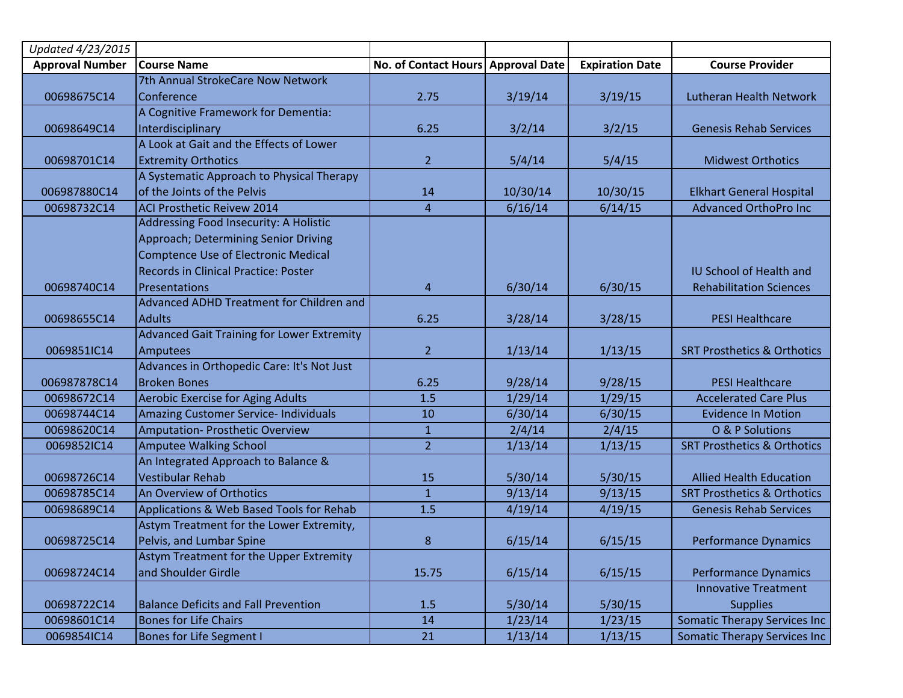*Updated 4/23/2015*

| Approval Number | Course Name | No. of Contact Hours | Approval Date | Expiration Date | Course Provider |
|---|---|---|---|---|---|
| 00698675C14 | 7th Annual StrokeCare Now Network Conference | 2.75 | 3/19/14 | 3/19/15 | Lutheran Health Network |
| 00698649C14 | A Cognitive Framework for Dementia: Interdisciplinary | 6.25 | 3/2/14 | 3/2/15 | Genesis Rehab Services |
| 00698701C14 | A Look at Gait and the Effects of Lower Extremity Orthotics | 2 | 5/4/14 | 5/4/15 | Midwest Orthotics |
| 006987880C14 | A Systematic Approach to Physical Therapy of the Joints of the Pelvis | 14 | 10/30/14 | 10/30/15 | Elkhart General Hospital |
| 00698732C14 | ACI Prosthetic Reivew 2014 | 4 | 6/16/14 | 6/14/15 | Advanced OrthoPro Inc |
| 00698740C14 | Addressing Food Insecurity: A Holistic Approach; Determining Senior Driving Comptence Use of Electronic Medical Records in Clinical Practice: Poster Presentations | 4 | 6/30/14 | 6/30/15 | IU School of Health and Rehabilitation Sciences |
| 00698655C14 | Advanced ADHD Treatment for Children and Adults | 6.25 | 3/28/14 | 3/28/15 | PESI Healthcare |
| 0069851IC14 | Advanced Gait Training for Lower Extremity Amputees | 2 | 1/13/14 | 1/13/15 | SRT Prosthetics & Orthotics |
| 006987878C14 | Advances in Orthopedic Care: It's Not Just Broken Bones | 6.25 | 9/28/14 | 9/28/15 | PESI Healthcare |
| 00698672C14 | Aerobic Exercise for Aging Adults | 1.5 | 1/29/14 | 1/29/15 | Accelerated Care Plus |
| 00698744C14 | Amazing Customer Service- Individuals | 10 | 6/30/14 | 6/30/15 | Evidence In Motion |
| 00698620C14 | Amputation- Prosthetic Overview | 1 | 2/4/14 | 2/4/15 | O & P Solutions |
| 0069852IC14 | Amputee Walking School | 2 | 1/13/14 | 1/13/15 | SRT Prosthetics & Orthotics |
| 00698726C14 | An Integrated Approach to Balance & Vestibular Rehab | 15 | 5/30/14 | 5/30/15 | Allied Health Education |
| 00698785C14 | An Overview of Orthotics | 1 | 9/13/14 | 9/13/15 | SRT Prosthetics & Orthotics |
| 00698689C14 | Applications & Web Based Tools for Rehab | 1.5 | 4/19/14 | 4/19/15 | Genesis Rehab Services |
| 00698725C14 | Astym Treatment for the Lower Extremity, Pelvis, and Lumbar Spine | 8 | 6/15/14 | 6/15/15 | Performance Dynamics |
| 00698724C14 | Astym Treatment for the Upper Extremity and Shoulder Girdle | 15.75 | 6/15/14 | 6/15/15 | Performance Dynamics |
| 00698722C14 | Balance Deficits and Fall Prevention | 1.5 | 5/30/14 | 5/30/15 | Innovative Treatment Supplies |
| 00698601C14 | Bones for Life Chairs | 14 | 1/23/14 | 1/23/15 | Somatic Therapy Services Inc |
| 0069854IC14 | Bones for Life Segment I | 21 | 1/13/14 | 1/13/15 | Somatic Therapy Services Inc |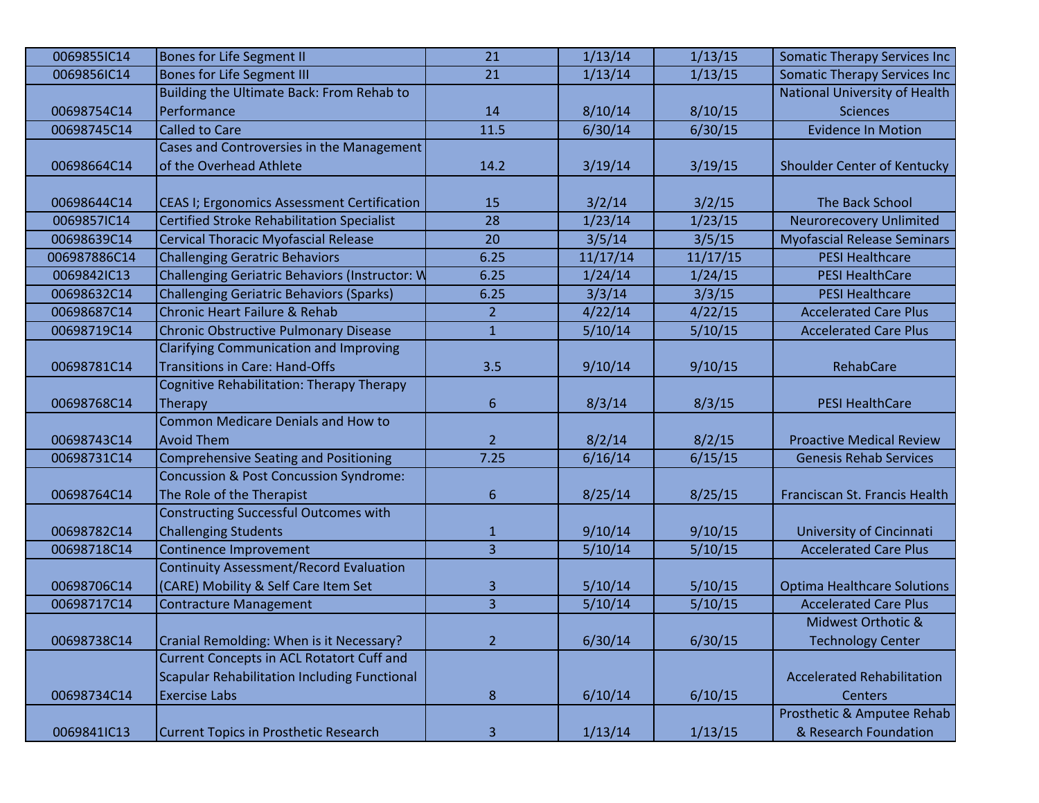| | | | | | |
|---|---|---|---|---|---|
| 0069855IC14 | Bones for Life Segment II | 21 | 1/13/14 | 1/13/15 | Somatic Therapy Services Inc |
| 0069856IC14 | Bones for Life Segment III | 21 | 1/13/14 | 1/13/15 | Somatic Therapy Services Inc |
| 00698754C14 | Building the Ultimate Back: From Rehab to Performance | 14 | 8/10/14 | 8/10/15 | National University of Health Sciences |
| 00698745C14 | Called to Care | 11.5 | 6/30/14 | 6/30/15 | Evidence In Motion |
| 00698664C14 | Cases and Controversies in the Management of the Overhead Athlete | 14.2 | 3/19/14 | 3/19/15 | Shoulder Center of Kentucky |
| 00698644C14 | CEAS I; Ergonomics Assessment Certification | 15 | 3/2/14 | 3/2/15 | The Back School |
| 0069857IC14 | Certified Stroke Rehabilitation Specialist | 28 | 1/23/14 | 1/23/15 | Neurorecovery Unlimited |
| 00698639C14 | Cervical Thoracic Myofascial Release | 20 | 3/5/14 | 3/5/15 | Myofascial Release Seminars |
| 006987886C14 | Challenging Geratric Behaviors | 6.25 | 11/17/14 | 11/17/15 | PESI Healthcare |
| 0069842IC13 | Challenging Geriatric Behaviors (Instructor: W | 6.25 | 1/24/14 | 1/24/15 | PESI HealthCare |
| 00698632C14 | Challenging Geriatric Behaviors (Sparks) | 6.25 | 3/3/14 | 3/3/15 | PESI Healthcare |
| 00698687C14 | Chronic Heart Failure & Rehab | 2 | 4/22/14 | 4/22/15 | Accelerated Care Plus |
| 00698719C14 | Chronic Obstructive Pulmonary Disease | 1 | 5/10/14 | 5/10/15 | Accelerated Care Plus |
| 00698781C14 | Clarifying Communication and Improving Transitions in Care: Hand-Offs | 3.5 | 9/10/14 | 9/10/15 | RehabCare |
| 00698768C14 | Cognitive Rehabilitation: Therapy Therapy Therapy | 6 | 8/3/14 | 8/3/15 | PESI HealthCare |
| 00698743C14 | Common Medicare Denials and How to Avoid Them | 2 | 8/2/14 | 8/2/15 | Proactive Medical Review |
| 00698731C14 | Comprehensive Seating and Positioning | 7.25 | 6/16/14 | 6/15/15 | Genesis Rehab Services |
| 00698764C14 | Concussion & Post Concussion Syndrome: The Role of the Therapist | 6 | 8/25/14 | 8/25/15 | Franciscan St. Francis Health |
| 00698782C14 | Constructing Successful Outcomes with Challenging Students | 1 | 9/10/14 | 9/10/15 | University of Cincinnati |
| 00698718C14 | Continence Improvement | 3 | 5/10/14 | 5/10/15 | Accelerated Care Plus |
| 00698706C14 | Continuity Assessment/Record Evaluation (CARE) Mobility & Self Care Item Set | 3 | 5/10/14 | 5/10/15 | Optima Healthcare Solutions |
| 00698717C14 | Contracture Management | 3 | 5/10/14 | 5/10/15 | Accelerated Care Plus |
| 00698738C14 | Cranial Remolding: When is it Necessary? | 2 | 6/30/14 | 6/30/15 | Midwest Orthotic & Technology Center |
| 00698734C14 | Current Concepts in ACL Rotatort Cuff and Scapular Rehabilitation Including Functional Exercise Labs | 8 | 6/10/14 | 6/10/15 | Accelerated Rehabilitation Centers |
| 0069841IC13 | Current Topics in Prosthetic Research | 3 | 1/13/14 | 1/13/15 | Prosthetic & Amputee Rehab & Research Foundation |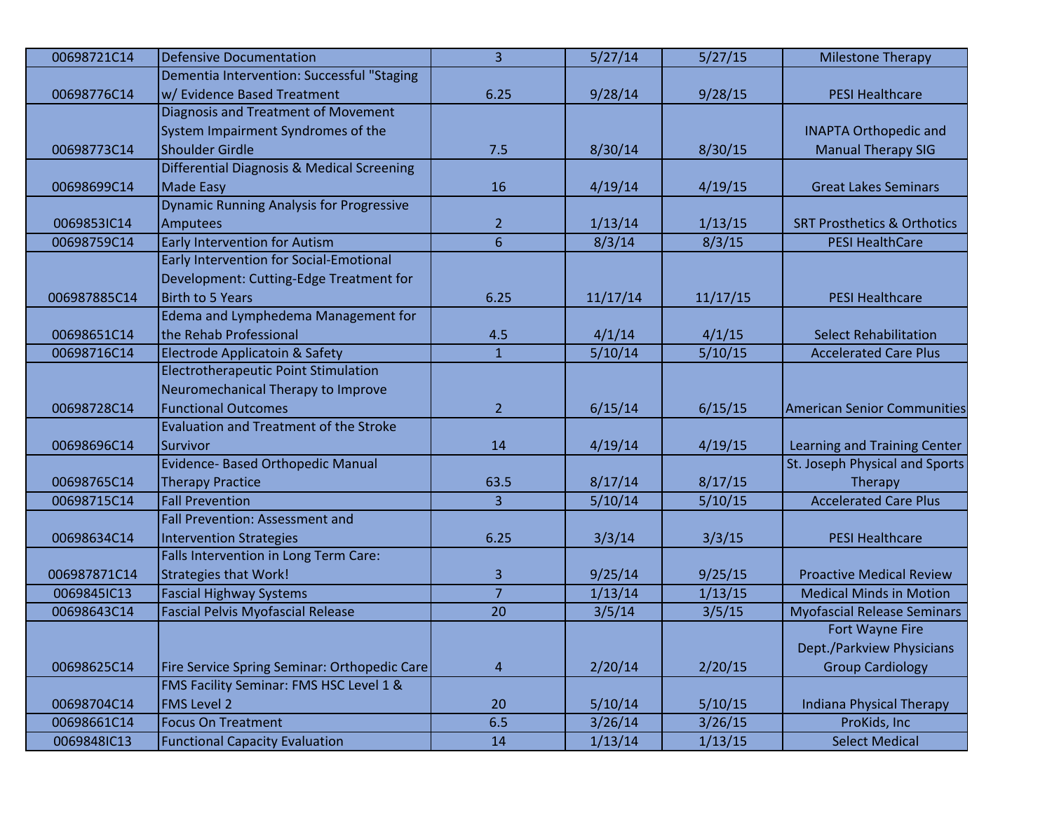| | | | | | |
|---|---|---|---|---|---|
| 00698721C14 | Defensive Documentation | 3 | 5/27/14 | 5/27/15 | Milestone Therapy |
| 00698776C14 | Dementia Intervention: Successful "Staging w/ Evidence Based Treatment | 6.25 | 9/28/14 | 9/28/15 | PESI Healthcare |
| 00698773C14 | Diagnosis and Treatment of Movement System Impairment Syndromes of the Shoulder Girdle | 7.5 | 8/30/14 | 8/30/15 | INAPTA Orthopedic and Manual Therapy SIG |
| 00698699C14 | Differential Diagnosis & Medical Screening Made Easy | 16 | 4/19/14 | 4/19/15 | Great Lakes Seminars |
| 0069853IC14 | Dynamic Running Analysis for Progressive Amputees | 2 | 1/13/14 | 1/13/15 | SRT Prosthetics & Orthotics |
| 00698759C14 | Early Intervention for Autism | 6 | 8/3/14 | 8/3/15 | PESI HealthCare |
| 006987885C14 | Early Intervention for Social-Emotional Development: Cutting-Edge Treatment for Birth to 5 Years | 6.25 | 11/17/14 | 11/17/15 | PESI Healthcare |
| 00698651C14 | Edema and Lymphedema Management for the Rehab Professional | 4.5 | 4/1/14 | 4/1/15 | Select Rehabilitation |
| 00698716C14 | Electrode Applicatoin & Safety | 1 | 5/10/14 | 5/10/15 | Accelerated Care Plus |
| 00698728C14 | Electrotherapeutic Point Stimulation Neuromechanical Therapy to Improve Functional Outcomes | 2 | 6/15/14 | 6/15/15 | American Senior Communities |
| 00698696C14 | Evaluation and Treatment of the Stroke Survivor | 14 | 4/19/14 | 4/19/15 | Learning and Training Center |
| 00698765C14 | Evidence- Based Orthopedic Manual Therapy Practice | 63.5 | 8/17/14 | 8/17/15 | St. Joseph Physical and Sports Therapy |
| 00698715C14 | Fall Prevention | 3 | 5/10/14 | 5/10/15 | Accelerated Care Plus |
| 00698634C14 | Fall Prevention: Assessment and Intervention Strategies | 6.25 | 3/3/14 | 3/3/15 | PESI Healthcare |
| 006987871C14 | Falls Intervention in Long Term Care: Strategies that Work! | 3 | 9/25/14 | 9/25/15 | Proactive Medical Review |
| 0069845IC13 | Fascial Highway Systems | 7 | 1/13/14 | 1/13/15 | Medical Minds in Motion |
| 00698643C14 | Fascial Pelvis Myofascial Release | 20 | 3/5/14 | 3/5/15 | Myofascial Release Seminars |
| 00698625C14 | Fire Service Spring Seminar: Orthopedic Care | 4 | 2/20/14 | 2/20/15 | Fort Wayne Fire Dept./Parkview Physicians Group Cardiology |
| 00698704C14 | FMS Facility Seminar: FMS HSC Level 1 & FMS Level 2 | 20 | 5/10/14 | 5/10/15 | Indiana Physical Therapy |
| 00698661C14 | Focus On Treatment | 6.5 | 3/26/14 | 3/26/15 | ProKids, Inc |
| 0069848IC13 | Functional Capacity Evaluation | 14 | 1/13/14 | 1/13/15 | Select Medical |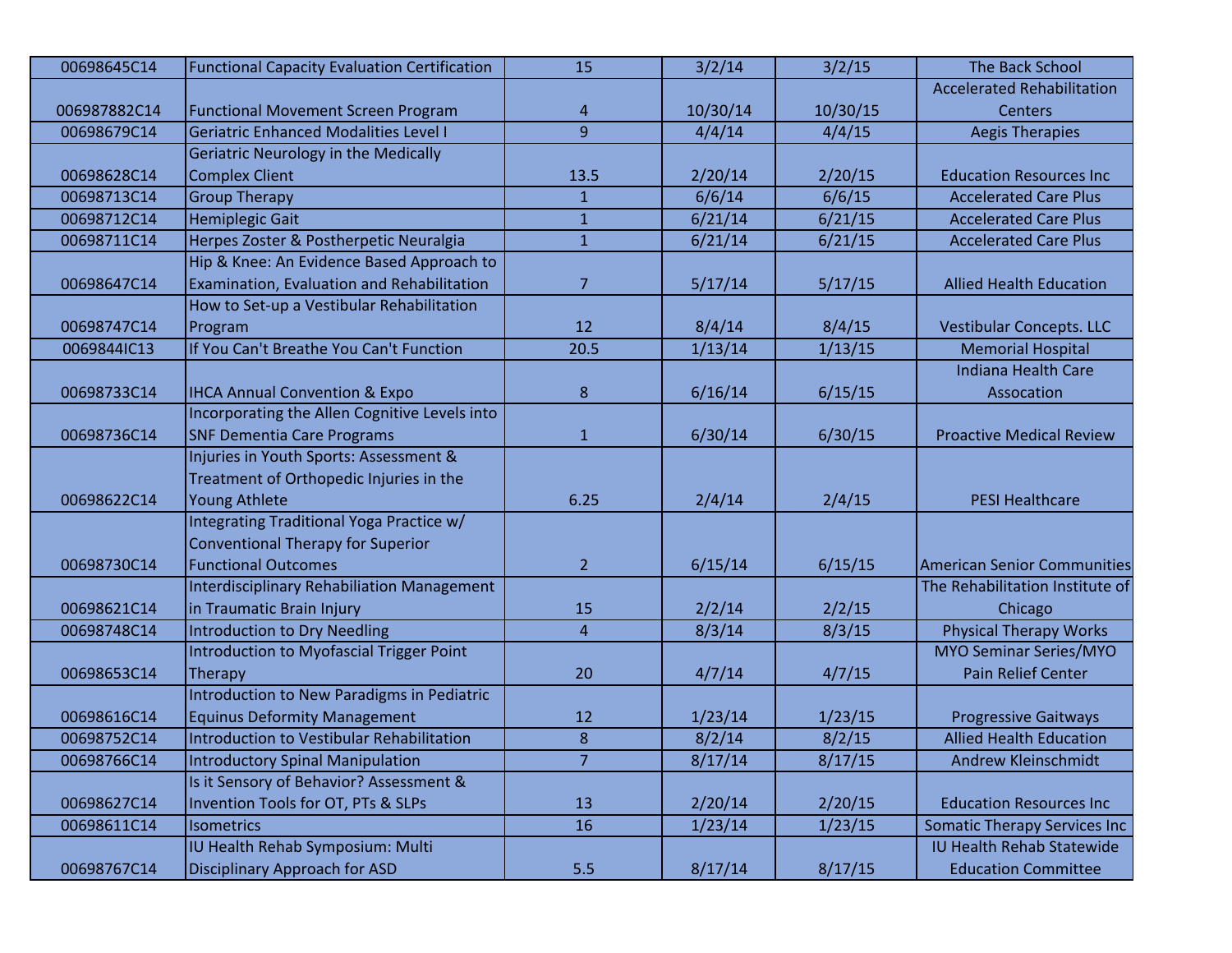| | | | | | |
|---|---|---|---|---|---|
| 00698645C14 | Functional Capacity Evaluation Certification | 15 | 3/2/14 | 3/2/15 | The Back School |
| 006987882C14 | Functional Movement Screen Program | 4 | 10/30/14 | 10/30/15 | Accelerated Rehabilitation Centers |
| 00698679C14 | Geriatric Enhanced Modalities Level I | 9 | 4/4/14 | 4/4/15 | Aegis Therapies |
| 00698628C14 | Geriatric Neurology in the Medically Complex Client | 13.5 | 2/20/14 | 2/20/15 | Education Resources Inc |
| 00698713C14 | Group Therapy | 1 | 6/6/14 | 6/6/15 | Accelerated Care Plus |
| 00698712C14 | Hemiplegic Gait | 1 | 6/21/14 | 6/21/15 | Accelerated Care Plus |
| 00698711C14 | Herpes Zoster & Postherpetic Neuralgia | 1 | 6/21/14 | 6/21/15 | Accelerated Care Plus |
| 00698647C14 | Hip & Knee: An Evidence Based Approach to Examination, Evaluation and Rehabilitation | 7 | 5/17/14 | 5/17/15 | Allied Health Education |
| 00698747C14 | How to Set-up a Vestibular Rehabilitation Program | 12 | 8/4/14 | 8/4/15 | Vestibular Concepts. LLC |
| 0069844IC13 | If You Can't Breathe You Can't Function | 20.5 | 1/13/14 | 1/13/15 | Memorial Hospital |
| 00698733C14 | IHCA Annual Convention & Expo | 8 | 6/16/14 | 6/15/15 | Indiana Health Care Assocation |
| 00698736C14 | Incorporating the Allen Cognitive Levels into SNF Dementia Care Programs | 1 | 6/30/14 | 6/30/15 | Proactive Medical Review |
| 00698622C14 | Injuries in Youth Sports: Assessment & Treatment of Orthopedic Injuries in the Young Athlete | 6.25 | 2/4/14 | 2/4/15 | PESI Healthcare |
| 00698730C14 | Integrating Traditional Yoga Practice w/ Conventional Therapy for Superior Functional Outcomes | 2 | 6/15/14 | 6/15/15 | American Senior Communities |
| 00698621C14 | Interdisciplinary Rehabiliation Management in Traumatic Brain Injury | 15 | 2/2/14 | 2/2/15 | The Rehabilitation Institute of Chicago |
| 00698748C14 | Introduction to Dry Needling | 4 | 8/3/14 | 8/3/15 | Physical Therapy Works |
| 00698653C14 | Introduction to Myofascial Trigger Point Therapy | 20 | 4/7/14 | 4/7/15 | MYO Seminar Series/MYO Pain Relief Center |
| 00698616C14 | Introduction to New Paradigms in Pediatric Equinus Deformity Management | 12 | 1/23/14 | 1/23/15 | Progressive Gaitways |
| 00698752C14 | Introduction to Vestibular Rehabilitation | 8 | 8/2/14 | 8/2/15 | Allied Health Education |
| 00698766C14 | Introductory Spinal Manipulation | 7 | 8/17/14 | 8/17/15 | Andrew Kleinschmidt |
| 00698627C14 | Is it Sensory of Behavior? Assessment & Invention Tools for OT, PTs & SLPs | 13 | 2/20/14 | 2/20/15 | Education Resources Inc |
| 00698611C14 | Isometrics | 16 | 1/23/14 | 1/23/15 | Somatic Therapy Services Inc |
| 00698767C14 | IU Health Rehab Symposium: Multi Disciplinary Approach for ASD | 5.5 | 8/17/14 | 8/17/15 | IU Health Rehab Statewide Education Committee |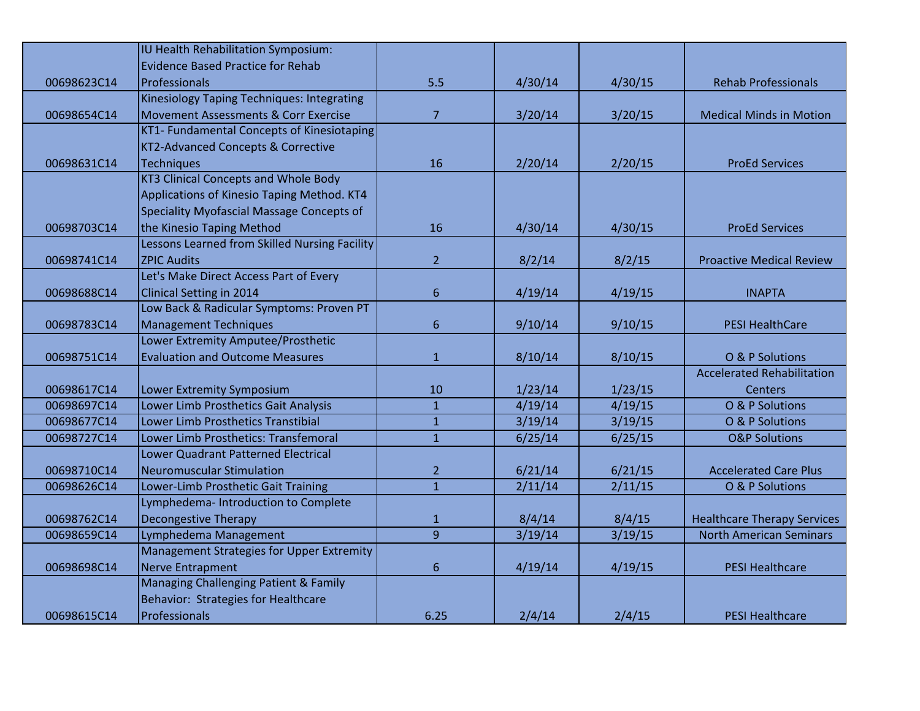| | | | | | |
|---|---|---|---|---|---|
| 00698623C14 | IU Health Rehabilitation Symposium: Evidence Based Practice for Rehab Professionals | 5.5 | 4/30/14 | 4/30/15 | Rehab Professionals |
| 00698654C14 | Kinesiology Taping Techniques: Integrating Movement Assessments & Corr Exercise | 7 | 3/20/14 | 3/20/15 | Medical Minds in Motion |
| 00698631C14 | KT1- Fundamental Concepts of Kinesiotaping KT2-Advanced Concepts & Corrective Techniques | 16 | 2/20/14 | 2/20/15 | ProEd Services |
| 00698703C14 | KT3 Clinical Concepts and Whole Body Applications of Kinesio Taping Method. KT4 Speciality Myofascial Massage Concepts of the Kinesio Taping Method | 16 | 4/30/14 | 4/30/15 | ProEd Services |
| 00698741C14 | Lessons Learned from Skilled Nursing Facility ZPIC Audits | 2 | 8/2/14 | 8/2/15 | Proactive Medical Review |
| 00698688C14 | Let's Make Direct Access Part of Every Clinical Setting in 2014 | 6 | 4/19/14 | 4/19/15 | INAPTA |
| 00698783C14 | Low Back & Radicular Symptoms: Proven PT Management Techniques | 6 | 9/10/14 | 9/10/15 | PESI HealthCare |
| 00698751C14 | Lower Extremity Amputee/Prosthetic Evaluation and Outcome Measures | 1 | 8/10/14 | 8/10/15 | O & P Solutions |
| 00698617C14 | Lower Extremity Symposium | 10 | 1/23/14 | 1/23/15 | Accelerated Rehabilitation Centers |
| 00698697C14 | Lower Limb Prosthetics Gait Analysis | 1 | 4/19/14 | 4/19/15 | O & P Solutions |
| 00698677C14 | Lower Limb Prosthetics Transtibial | 1 | 3/19/14 | 3/19/15 | O & P Solutions |
| 00698727C14 | Lower Limb Prosthetics: Transfemoral | 1 | 6/25/14 | 6/25/15 | O&P Solutions |
| 00698710C14 | Lower Quadrant Patterned Electrical Neuromuscular Stimulation | 2 | 6/21/14 | 6/21/15 | Accelerated Care Plus |
| 00698626C14 | Lower-Limb Prosthetic Gait Training | 1 | 2/11/14 | 2/11/15 | O & P Solutions |
| 00698762C14 | Lymphedema- Introduction to Complete Decongestive Therapy | 1 | 8/4/14 | 8/4/15 | Healthcare Therapy Services |
| 00698659C14 | Lymphedema Management | 9 | 3/19/14 | 3/19/15 | North American Seminars |
| 00698698C14 | Management Strategies for Upper Extremity Nerve Entrapment | 6 | 4/19/14 | 4/19/15 | PESI Healthcare |
| 00698615C14 | Managing Challenging Patient & Family Behavior: Strategies for Healthcare Professionals | 6.25 | 2/4/14 | 2/4/15 | PESI Healthcare |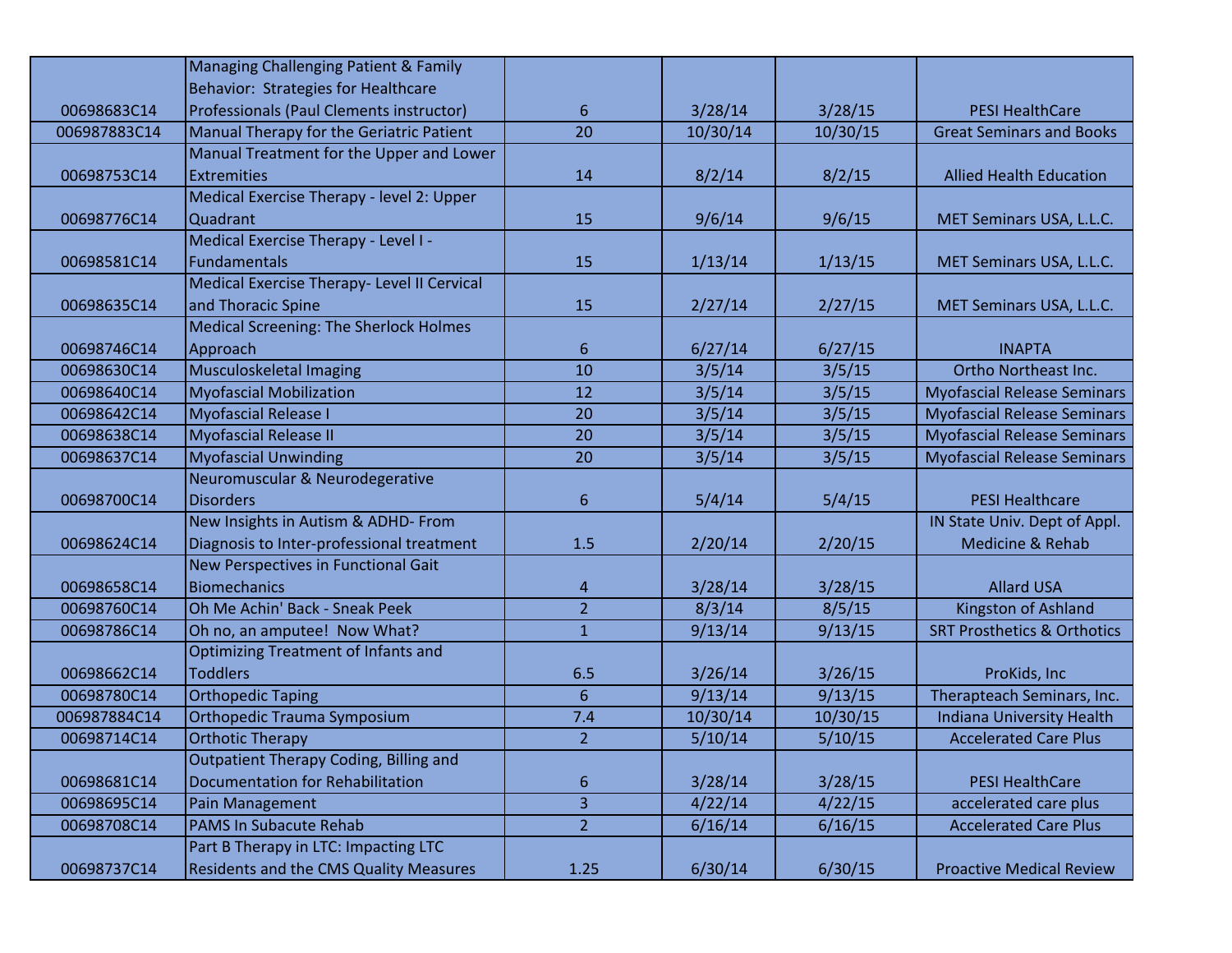| | | | | | |
|---|---|---|---|---|---|
| 00698683C14 | Managing Challenging Patient & Family Behavior: Strategies for Healthcare Professionals (Paul Clements instructor) | 6 | 3/28/14 | 3/28/15 | PESI HealthCare |
| 006987883C14 | Manual Therapy for the Geriatric Patient | 20 | 10/30/14 | 10/30/15 | Great Seminars and Books |
| 00698753C14 | Manual Treatment for the Upper and Lower Extremities | 14 | 8/2/14 | 8/2/15 | Allied Health Education |
| 00698776C14 | Medical Exercise Therapy - level 2: Upper Quadrant | 15 | 9/6/14 | 9/6/15 | MET Seminars USA, L.L.C. |
| 00698581C14 | Medical Exercise Therapy - Level I - Fundamentals | 15 | 1/13/14 | 1/13/15 | MET Seminars USA, L.L.C. |
| 00698635C14 | Medical Exercise Therapy- Level II Cervical and Thoracic Spine | 15 | 2/27/14 | 2/27/15 | MET Seminars USA, L.L.C. |
| 00698746C14 | Medical Screening: The Sherlock Holmes Approach | 6 | 6/27/14 | 6/27/15 | INAPTA |
| 00698630C14 | Musculoskeletal Imaging | 10 | 3/5/14 | 3/5/15 | Ortho Northeast Inc. |
| 00698640C14 | Myofascial Mobilization | 12 | 3/5/14 | 3/5/15 | Myofascial Release Seminars |
| 00698642C14 | Myofascial Release I | 20 | 3/5/14 | 3/5/15 | Myofascial Release Seminars |
| 00698638C14 | Myofascial Release II | 20 | 3/5/14 | 3/5/15 | Myofascial Release Seminars |
| 00698637C14 | Myofascial Unwinding | 20 | 3/5/14 | 3/5/15 | Myofascial Release Seminars |
| 00698700C14 | Neuromuscular & Neurodegerative Disorders | 6 | 5/4/14 | 5/4/15 | PESI Healthcare |
| 00698624C14 | New Insights in Autism & ADHD- From Diagnosis to Inter-professional treatment | 1.5 | 2/20/14 | 2/20/15 | IN State Univ. Dept of Appl. Medicine & Rehab |
| 00698658C14 | New Perspectives in Functional Gait Biomechanics | 4 | 3/28/14 | 3/28/15 | Allard USA |
| 00698760C14 | Oh Me Achin' Back - Sneak Peek | 2 | 8/3/14 | 8/5/15 | Kingston of Ashland |
| 00698786C14 | Oh no, an amputee! Now What? | 1 | 9/13/14 | 9/13/15 | SRT Prosthetics & Orthotics |
| 00698662C14 | Optimizing Treatment of Infants and Toddlers | 6.5 | 3/26/14 | 3/26/15 | ProKids, Inc |
| 00698780C14 | Orthopedic Taping | 6 | 9/13/14 | 9/13/15 | Therapteach Seminars, Inc. |
| 006987884C14 | Orthopedic Trauma Symposium | 7.4 | 10/30/14 | 10/30/15 | Indiana University Health |
| 00698714C14 | Orthotic Therapy | 2 | 5/10/14 | 5/10/15 | Accelerated Care Plus |
| 00698681C14 | Outpatient Therapy Coding, Billing and Documentation for Rehabilitation | 6 | 3/28/14 | 3/28/15 | PESI HealthCare |
| 00698695C14 | Pain Management | 3 | 4/22/14 | 4/22/15 | accelerated care plus |
| 00698708C14 | PAMS In Subacute Rehab | 2 | 6/16/14 | 6/16/15 | Accelerated Care Plus |
| 00698737C14 | Part B Therapy in LTC: Impacting LTC Residents and the CMS Quality Measures | 1.25 | 6/30/14 | 6/30/15 | Proactive Medical Review |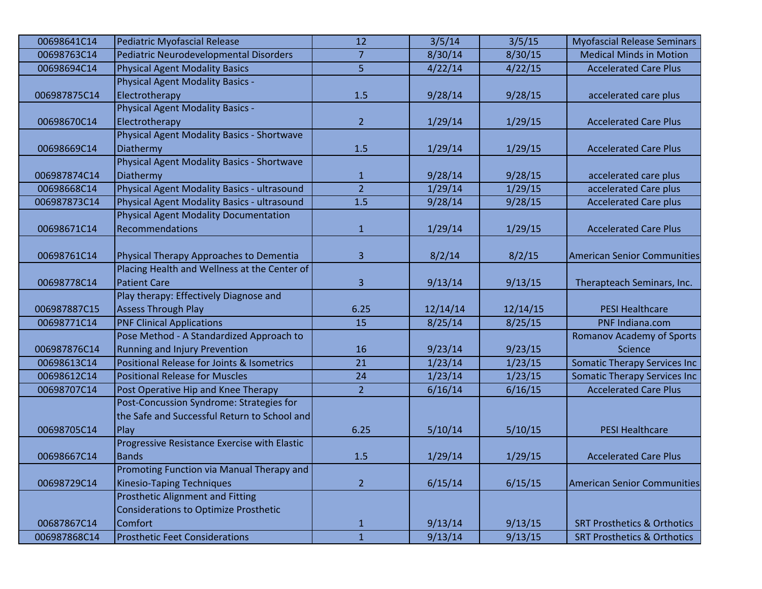| | | | | | |
|---|---|---|---|---|---|
| 00698641C14 | Pediatric Myofascial Release | 12 | 3/5/14 | 3/5/15 | Myofascial Release Seminars |
| 00698763C14 | Pediatric Neurodevelopmental Disorders | 7 | 8/30/14 | 8/30/15 | Medical Minds in Motion |
| 00698694C14 | Physical Agent Modality Basics | 5 | 4/22/14 | 4/22/15 | Accelerated Care Plus |
| 006987875C14 | Physical Agent Modality Basics - Electrotherapy | 1.5 | 9/28/14 | 9/28/15 | accelerated care plus |
| 00698670C14 | Physical Agent Modality Basics - Electrotherapy | 2 | 1/29/14 | 1/29/15 | Accelerated Care Plus |
| 00698669C14 | Physical Agent Modality Basics - Shortwave Diathermy | 1.5 | 1/29/14 | 1/29/15 | Accelerated Care Plus |
| 006987874C14 | Physical Agent Modality Basics - Shortwave Diathermy | 1 | 9/28/14 | 9/28/15 | accelerated care plus |
| 00698668C14 | Physical Agent Modality Basics - ultrasound | 2 | 1/29/14 | 1/29/15 | accelerated Care plus |
| 006987873C14 | Physical Agent Modality Basics - ultrasound | 1.5 | 9/28/14 | 9/28/15 | Accelerated Care plus |
| 00698671C14 | Physical Agent Modality Documentation Recommendations | 1 | 1/29/14 | 1/29/15 | Accelerated Care Plus |
| 00698761C14 | Physical Therapy Approaches to Dementia | 3 | 8/2/14 | 8/2/15 | American Senior Communities |
| 00698778C14 | Placing Health and Wellness at the Center of Patient Care | 3 | 9/13/14 | 9/13/15 | Therapteach Seminars, Inc. |
| 006987887C15 | Play therapy: Effectively Diagnose and Assess Through Play | 6.25 | 12/14/14 | 12/14/15 | PESI Healthcare |
| 00698771C14 | PNF Clinical Applications | 15 | 8/25/14 | 8/25/15 | PNF Indiana.com |
| 006987876C14 | Pose Method - A Standardized Approach to Running and Injury Prevention | 16 | 9/23/14 | 9/23/15 | Romanov Academy of Sports Science |
| 00698613C14 | Positional Release for Joints & Isometrics | 21 | 1/23/14 | 1/23/15 | Somatic Therapy Services Inc |
| 00698612C14 | Positional Release for Muscles | 24 | 1/23/14 | 1/23/15 | Somatic Therapy Services Inc |
| 00698707C14 | Post Operative Hip and Knee Therapy | 2 | 6/16/14 | 6/16/15 | Accelerated Care Plus |
| 00698705C14 | Post-Concussion Syndrome: Strategies for the Safe and Successful Return to School and Play | 6.25 | 5/10/14 | 5/10/15 | PESI Healthcare |
| 00698667C14 | Progressive Resistance Exercise with Elastic Bands | 1.5 | 1/29/14 | 1/29/15 | Accelerated Care Plus |
| 00698729C14 | Promoting Function via Manual Therapy and Kinesio-Taping Techniques | 2 | 6/15/14 | 6/15/15 | American Senior Communities |
| 00687867C14 | Prosthetic Alignment and Fitting Considerations to Optimize Prosthetic Comfort | 1 | 9/13/14 | 9/13/15 | SRT Prosthetics & Orthotics |
| 006987868C14 | Prosthetic Feet Considerations | 1 | 9/13/14 | 9/13/15 | SRT Prosthetics & Orthotics |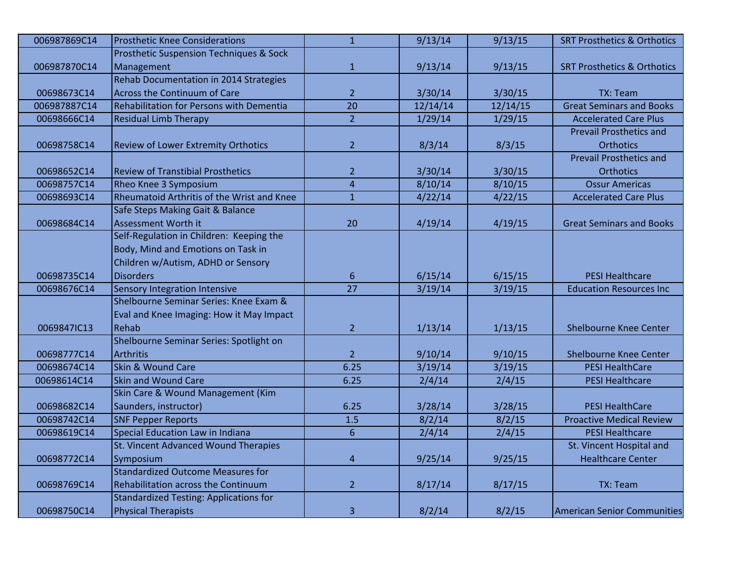| | | | | | |
|---|---|---|---|---|---|
| 006987869C14 | Prosthetic Knee Considerations | 1 | 9/13/14 | 9/13/15 | SRT Prosthetics & Orthotics |
| 006987870C14 | Prosthetic Suspension Techniques & Sock Management | 1 | 9/13/14 | 9/13/15 | SRT Prosthetics & Orthotics |
| 00698673C14 | Rehab Documentation in 2014 Strategies Across the Continuum of Care | 2 | 3/30/14 | 3/30/15 | TX: Team |
| 006987887C14 | Rehabilitation for Persons with Dementia | 20 | 12/14/14 | 12/14/15 | Great Seminars and Books |
| 00698666C14 | Residual Limb Therapy | 2 | 1/29/14 | 1/29/15 | Accelerated Care Plus |
| 00698758C14 | Review of Lower Extremity Orthotics | 2 | 8/3/14 | 8/3/15 | Prevail Prosthetics and Orthotics |
| 00698652C14 | Review of Transtibial Prosthetics | 2 | 3/30/14 | 3/30/15 | Prevail Prosthetics and Orthotics |
| 00698757C14 | Rheo Knee 3 Symposium | 4 | 8/10/14 | 8/10/15 | Ossur Americas |
| 00698693C14 | Rheumatoid Arthritis of the Wrist and Knee | 1 | 4/22/14 | 4/22/15 | Accelerated Care Plus |
| 00698684C14 | Safe Steps Making Gait & Balance Assessment Worth it | 20 | 4/19/14 | 4/19/15 | Great Seminars and Books |
| 00698735C14 | Self-Regulation in Children: Keeping the Body, Mind and Emotions on Task in Children w/Autism, ADHD or Sensory Disorders | 6 | 6/15/14 | 6/15/15 | PESI Healthcare |
| 00698676C14 | Sensory Integration Intensive | 27 | 3/19/14 | 3/19/15 | Education Resources Inc |
| 0069847IC13 | Shelbourne Seminar Series: Knee Exam & Eval and Knee Imaging: How it May Impact Rehab | 2 | 1/13/14 | 1/13/15 | Shelbourne Knee Center |
| 00698777C14 | Shelbourne Seminar Series: Spotlight on Arthritis | 2 | 9/10/14 | 9/10/15 | Shelbourne Knee Center |
| 00698674C14 | Skin & Wound Care | 6.25 | 3/19/14 | 3/19/15 | PESI HealthCare |
| 00698614C14 | Skin and Wound Care | 6.25 | 2/4/14 | 2/4/15 | PESI Healthcare |
| 00698682C14 | Skin Care & Wound Management (Kim Saunders, instructor) | 6.25 | 3/28/14 | 3/28/15 | PESI HealthCare |
| 00698742C14 | SNF Pepper Reports | 1.5 | 8/2/14 | 8/2/15 | Proactive Medical Review |
| 00698619C14 | Special Education Law in Indiana | 6 | 2/4/14 | 2/4/15 | PESI Healthcare |
| 00698772C14 | St. Vincent Advanced Wound Therapies Symposium | 4 | 9/25/14 | 9/25/15 | St. Vincent Hospital and Healthcare Center |
| 00698769C14 | Standardized Outcome Measures for Rehabilitation across the Continuum | 2 | 8/17/14 | 8/17/15 | TX: Team |
| 00698750C14 | Standardized Testing: Applications for Physical Therapists | 3 | 8/2/14 | 8/2/15 | American Senior Communities |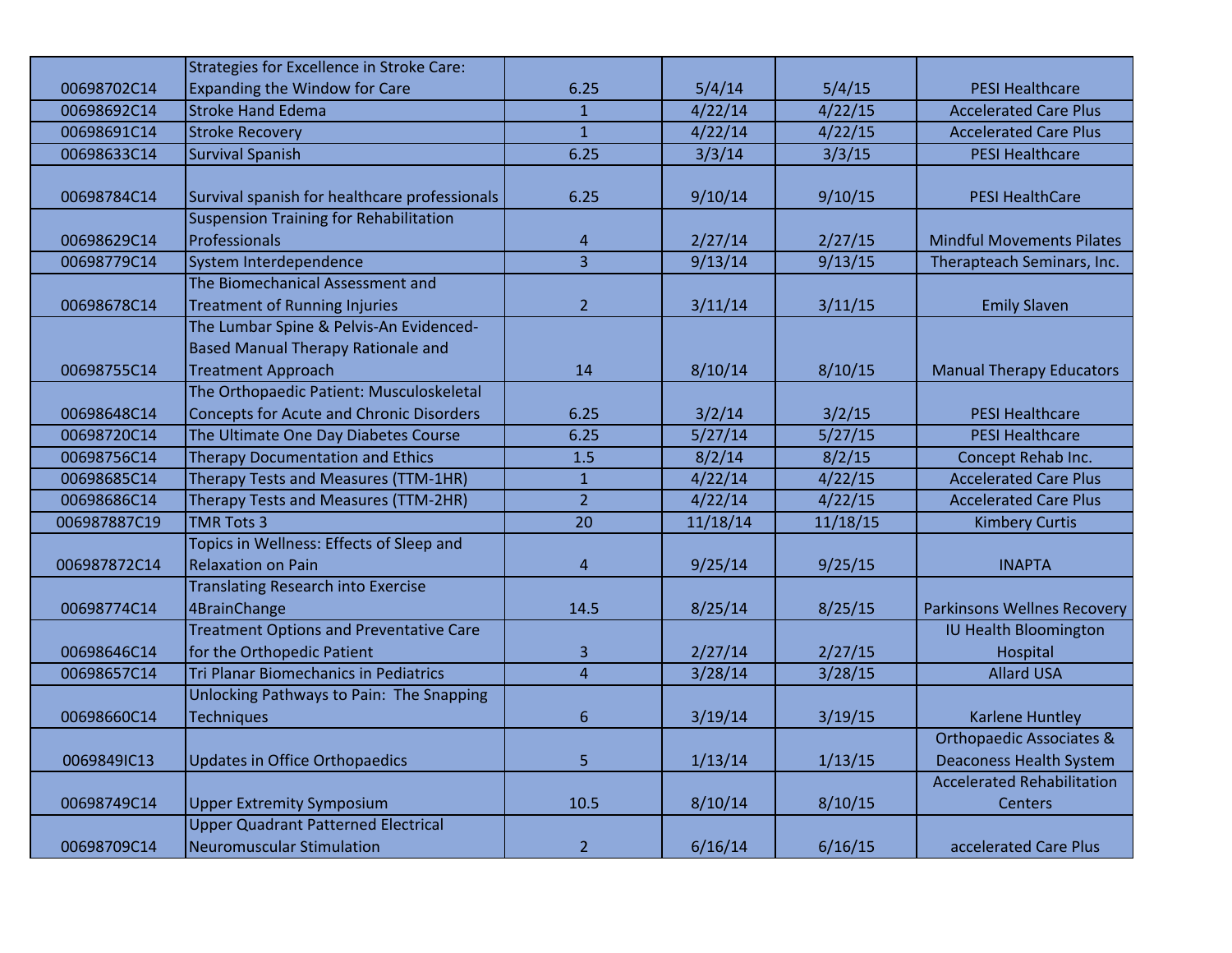| | | | | | |
|---|---|---|---|---|---|
| 00698702C14 | Strategies for Excellence in Stroke Care: Expanding the Window for Care | 6.25 | 5/4/14 | 5/4/15 | PESI Healthcare |
| 00698692C14 | Stroke Hand Edema | 1 | 4/22/14 | 4/22/15 | Accelerated Care Plus |
| 00698691C14 | Stroke Recovery | 1 | 4/22/14 | 4/22/15 | Accelerated Care Plus |
| 00698633C14 | Survival Spanish | 6.25 | 3/3/14 | 3/3/15 | PESI Healthcare |
| 00698784C14 | Survival spanish for healthcare professionals | 6.25 | 9/10/14 | 9/10/15 | PESI HealthCare |
| 00698629C14 | Suspension Training for Rehabilitation Professionals | 4 | 2/27/14 | 2/27/15 | Mindful Movements Pilates |
| 00698779C14 | System Interdependence | 3 | 9/13/14 | 9/13/15 | Therapteach Seminars, Inc. |
| 00698678C14 | The Biomechanical Assessment and Treatment of Running Injuries | 2 | 3/11/14 | 3/11/15 | Emily Slaven |
| 00698755C14 | The Lumbar Spine & Pelvis-An Evidenced-Based Manual Therapy Rationale and Treatment Approach | 14 | 8/10/14 | 8/10/15 | Manual Therapy Educators |
| 00698648C14 | The Orthopaedic Patient: Musculoskeletal Concepts for Acute and Chronic Disorders | 6.25 | 3/2/14 | 3/2/15 | PESI Healthcare |
| 00698720C14 | The Ultimate One Day Diabetes Course | 6.25 | 5/27/14 | 5/27/15 | PESI Healthcare |
| 00698756C14 | Therapy Documentation and Ethics | 1.5 | 8/2/14 | 8/2/15 | Concept Rehab Inc. |
| 00698685C14 | Therapy Tests and Measures (TTM-1HR) | 1 | 4/22/14 | 4/22/15 | Accelerated Care Plus |
| 00698686C14 | Therapy Tests and Measures (TTM-2HR) | 2 | 4/22/14 | 4/22/15 | Accelerated Care Plus |
| 006987887C19 | TMR Tots 3 | 20 | 11/18/14 | 11/18/15 | Kimbery Curtis |
| 006987872C14 | Topics in Wellness: Effects of Sleep and Relaxation on Pain | 4 | 9/25/14 | 9/25/15 | INAPTA |
| 00698774C14 | Translating Research into Exercise 4BrainChange | 14.5 | 8/25/14 | 8/25/15 | Parkinsons Wellnes Recovery |
| 00698646C14 | Treatment Options and Preventative Care for the Orthopedic Patient | 3 | 2/27/14 | 2/27/15 | IU Health Bloomington Hospital |
| 00698657C14 | Tri Planar Biomechanics in Pediatrics | 4 | 3/28/14 | 3/28/15 | Allard USA |
| 00698660C14 | Unlocking Pathways to Pain: The Snapping Techniques | 6 | 3/19/14 | 3/19/15 | Karlene Huntley |
| 0069849IC13 | Updates in Office Orthopaedics | 5 | 1/13/14 | 1/13/15 | Orthopaedic Associates & Deaconess Health System |
| 00698749C14 | Upper Extremity Symposium | 10.5 | 8/10/14 | 8/10/15 | Accelerated Rehabilitation Centers |
| 00698709C14 | Upper Quadrant Patterned Electrical Neuromuscular Stimulation | 2 | 6/16/14 | 6/16/15 | accelerated Care Plus |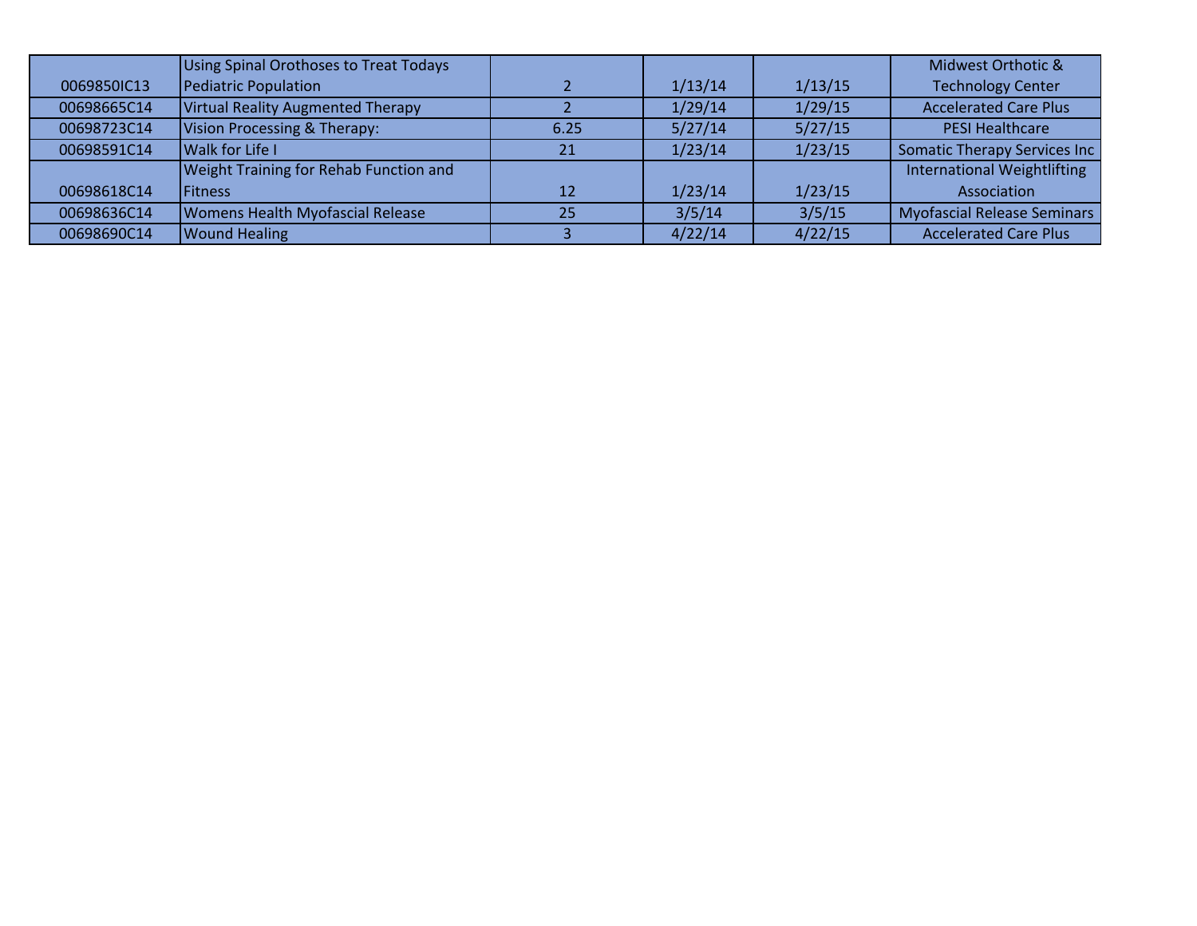| | | | | | |
|---|---|---|---|---|---|
| 0069850IC13 | Using Spinal Orothoses to Treat Todays Pediatric Population | 2 | 1/13/14 | 1/13/15 | Midwest Orthotic & Technology Center |
| 00698665C14 | Virtual Reality Augmented Therapy | 2 | 1/29/14 | 1/29/15 | Accelerated Care Plus |
| 00698723C14 | Vision Processing & Therapy: | 6.25 | 5/27/14 | 5/27/15 | PESI Healthcare |
| 00698591C14 | Walk for Life I | 21 | 1/23/14 | 1/23/15 | Somatic Therapy Services Inc |
| 00698618C14 | Weight Training for Rehab Function and Fitness | 12 | 1/23/14 | 1/23/15 | International Weightlifting Association |
| 00698636C14 | Womens Health Myofascial Release | 25 | 3/5/14 | 3/5/15 | Myofascial Release Seminars |
| 00698690C14 | Wound Healing | 3 | 4/22/14 | 4/22/15 | Accelerated Care Plus |